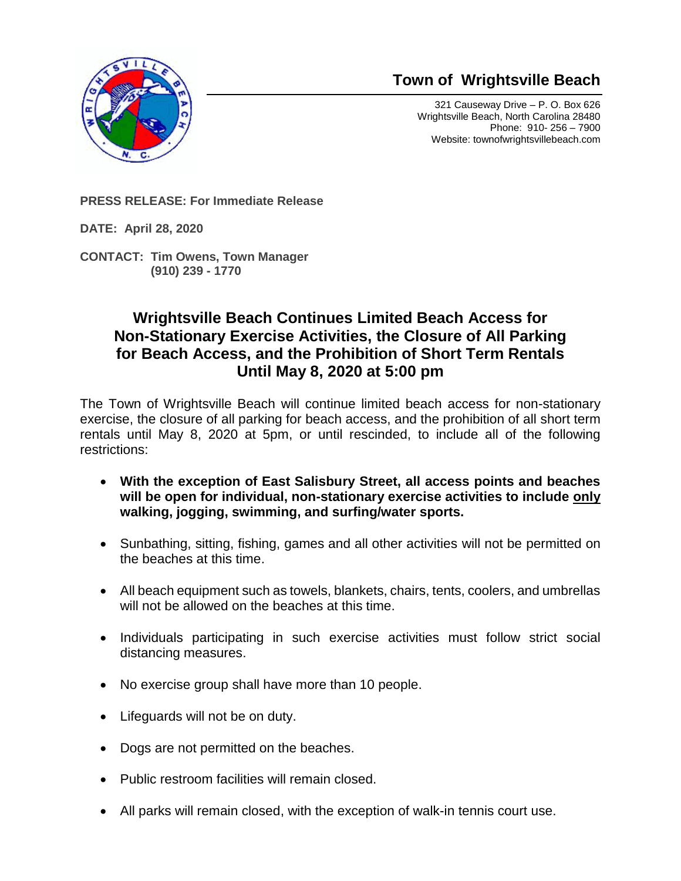# Town of Wrightsville Beach

321 Causeway Drive – P. O. Box 626
Wrightsville Beach, North Carolina 28480
Phone: 910- 256 – 7900
Website: townofwrightsvillebeach.com

**PRESS RELEASE: For Immediate Release**

**DATE: April 28, 2020**

**CONTACT: Tim Owens, Town Manager**
**(910) 239 - 1770**

## Wrightsville Beach Continues Limited Beach Access for Non-Stationary Exercise Activities, the Closure of All Parking for Beach Access, and the Prohibition of Short Term Rentals Until May 8, 2020 at 5:00 pm

The Town of Wrightsville Beach will continue limited beach access for non-stationary exercise, the closure of all parking for beach access, and the prohibition of all short term rentals until May 8, 2020 at 5pm, or until rescinded, to include all of the following restrictions:

- **With the exception of East Salisbury Street, all access points and beaches will be open for individual, non-stationary exercise activities to include <u>only</u> walking, jogging, swimming, and surfing/water sports.**
- Sunbathing, sitting, fishing, games and all other activities will not be permitted on the beaches at this time.
- All beach equipment such as towels, blankets, chairs, tents, coolers, and umbrellas will not be allowed on the beaches at this time.
- Individuals participating in such exercise activities must follow strict social distancing measures.
- No exercise group shall have more than 10 people.
- Lifeguards will not be on duty.
- Dogs are not permitted on the beaches.
- Public restroom facilities will remain closed.
- All parks will remain closed, with the exception of walk-in tennis court use.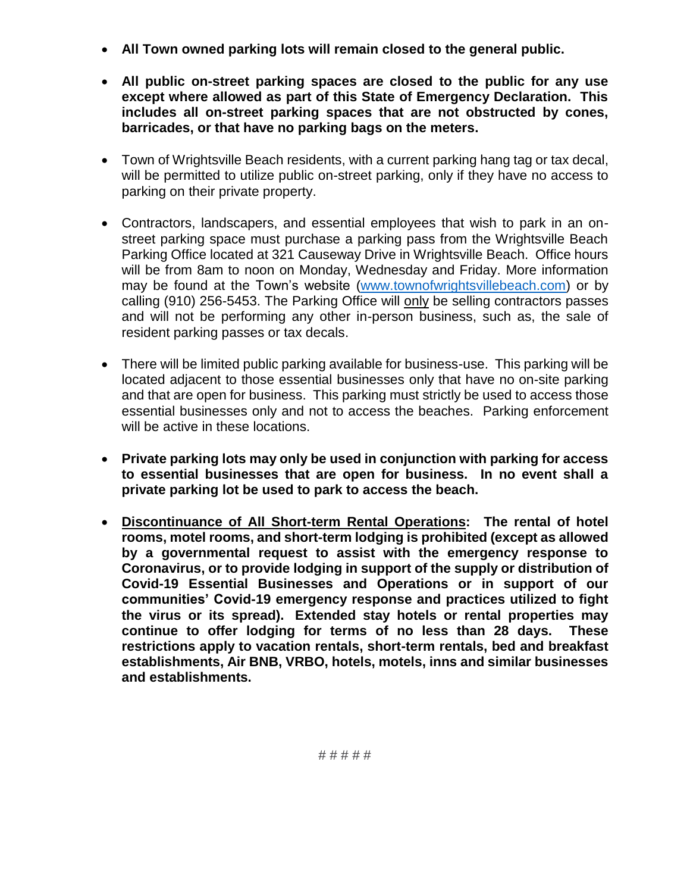- **All Town owned parking lots will remain closed to the general public.**

- **All public on-street parking spaces are closed to the public for any use except where allowed as part of this State of Emergency Declaration. This includes all on-street parking spaces that are not obstructed by cones, barricades, or that have no parking bags on the meters.**

- Town of Wrightsville Beach residents, with a current parking hang tag or tax decal, will be permitted to utilize public on-street parking, only if they have no access to parking on their private property.

- Contractors, landscapers, and essential employees that wish to park in an on-street parking space must purchase a parking pass from the Wrightsville Beach Parking Office located at 321 Causeway Drive in Wrightsville Beach. Office hours will be from 8am to noon on Monday, Wednesday and Friday. More information may be found at the Town's website ([www.townofwrightsvillebeach.com](http://www.townofwrightsvillebeach.com)) or by calling (910) 256-5453. The Parking Office will <u>only</u> be selling contractors passes and will not be performing any other in-person business, such as, the sale of resident parking passes or tax decals.

- There will be limited public parking available for business-use. This parking will be located adjacent to those essential businesses only that have no on-site parking and that are open for business. This parking must strictly be used to access those essential businesses only and not to access the beaches. Parking enforcement will be active in these locations.

- **Private parking lots may only be used in conjunction with parking for access to essential businesses that are open for business. In no event shall a private parking lot be used to park to access the beach.**

- **<u>Discontinuance of All Short-term Rental Operations</u>: The rental of hotel rooms, motel rooms, and short-term lodging is prohibited (except as allowed by a governmental request to assist with the emergency response to Coronavirus, or to provide lodging in support of the supply or distribution of Covid-19 Essential Businesses and Operations or in support of our communities' Covid-19 emergency response and practices utilized to fight the virus or its spread). Extended stay hotels or rental properties may continue to offer lodging for terms of no less than 28 days. These restrictions apply to vacation rentals, short-term rentals, bed and breakfast establishments, Air BNB, VRBO, hotels, motels, inns and similar businesses and establishments.**

# # # # #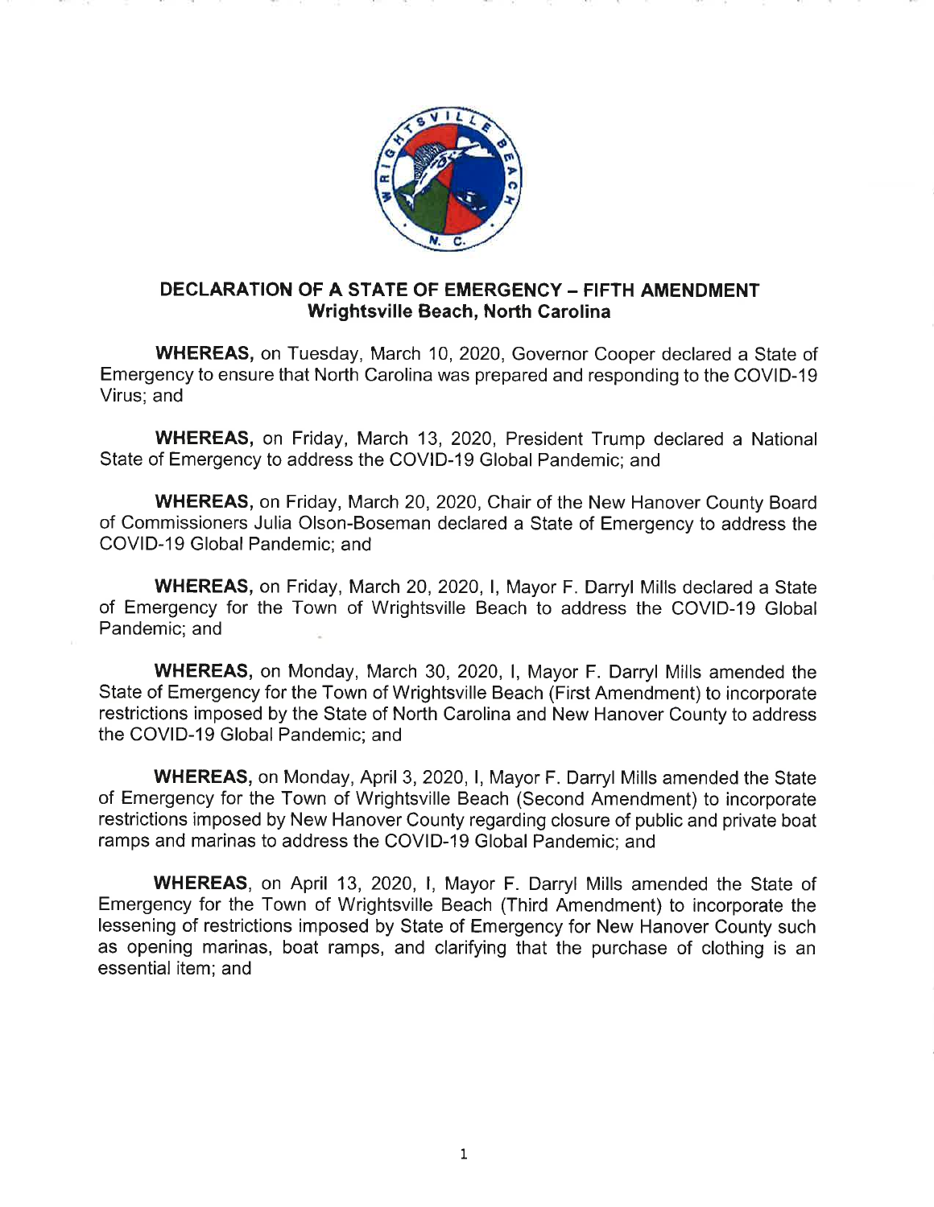## DECLARATION OF A STATE OF EMERGENCY – FIFTH AMENDMENT
**Wrightsville Beach, North Carolina**

**WHEREAS,** on Tuesday, March 10, 2020, Governor Cooper declared a State of Emergency to ensure that North Carolina was prepared and responding to the COVID-19 Virus; and

**WHEREAS,** on Friday, March 13, 2020, President Trump declared a National State of Emergency to address the COVID-19 Global Pandemic; and

**WHEREAS,** on Friday, March 20, 2020, Chair of the New Hanover County Board of Commissioners Julia Olson-Boseman declared a State of Emergency to address the COVID-19 Global Pandemic; and

**WHEREAS,** on Friday, March 20, 2020, I, Mayor F. Darryl Mills declared a State of Emergency for the Town of Wrightsville Beach to address the COVID-19 Global Pandemic; and

**WHEREAS,** on Monday, March 30, 2020, I, Mayor F. Darryl Mills amended the State of Emergency for the Town of Wrightsville Beach (First Amendment) to incorporate restrictions imposed by the State of North Carolina and New Hanover County to address the COVID-19 Global Pandemic; and

**WHEREAS,** on Monday, April 3, 2020, I, Mayor F. Darryl Mills amended the State of Emergency for the Town of Wrightsville Beach (Second Amendment) to incorporate restrictions imposed by New Hanover County regarding closure of public and private boat ramps and marinas to address the COVID-19 Global Pandemic; and

**WHEREAS**, on April 13, 2020, I, Mayor F. Darryl Mills amended the State of Emergency for the Town of Wrightsville Beach (Third Amendment) to incorporate the lessening of restrictions imposed by State of Emergency for New Hanover County such as opening marinas, boat ramps, and clarifying that the purchase of clothing is an essential item; and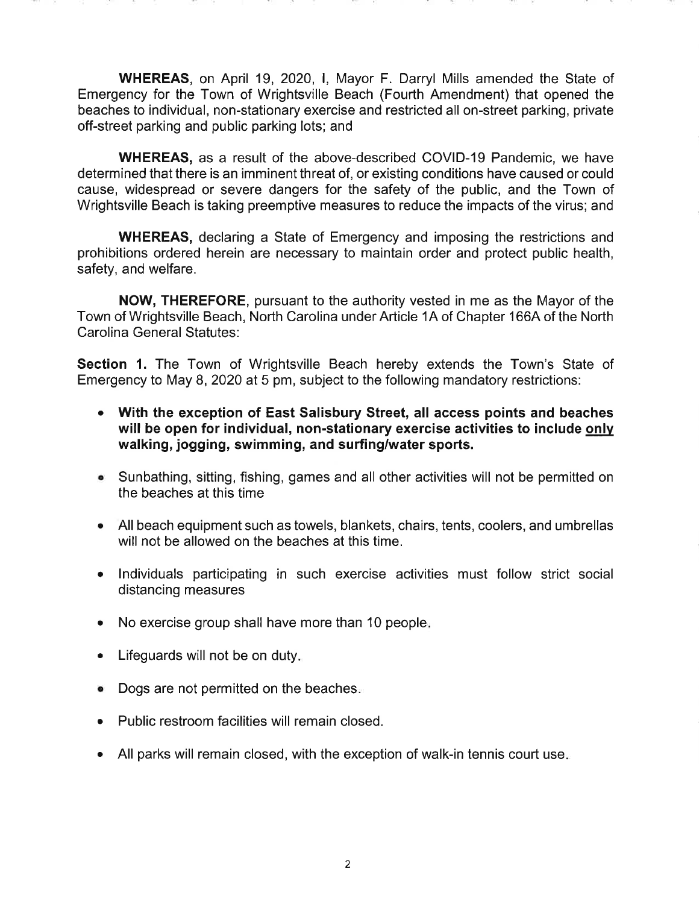**WHEREAS**, on April 19, 2020, I, Mayor F. Darryl Mills amended the State of Emergency for the Town of Wrightsville Beach (Fourth Amendment) that opened the beaches to individual, non-stationary exercise and restricted all on-street parking, private off-street parking and public parking lots; and

**WHEREAS,** as a result of the above-described COVID-19 Pandemic, we have determined that there is an imminent threat of, or existing conditions have caused or could cause, widespread or severe dangers for the safety of the public, and the Town of Wrightsville Beach is taking preemptive measures to reduce the impacts of the virus; and

**WHEREAS,** declaring a State of Emergency and imposing the restrictions and prohibitions ordered herein are necessary to maintain order and protect public health, safety, and welfare.

**NOW, THEREFORE**, pursuant to the authority vested in me as the Mayor of the Town of Wrightsville Beach, North Carolina under Article 1A of Chapter 166A of the North Carolina General Statutes:

**Section 1.** The Town of Wrightsville Beach hereby extends the Town's State of Emergency to May 8, 2020 at 5 pm, subject to the following mandatory restrictions:

- **With the exception of East Salisbury Street, all access points and beaches will be open for individual, non-stationary exercise activities to include <u>only</u> walking, jogging, swimming, and surfing/water sports.**
- Sunbathing, sitting, fishing, games and all other activities will not be permitted on the beaches at this time
- All beach equipment such as towels, blankets, chairs, tents, coolers, and umbrellas will not be allowed on the beaches at this time.
- Individuals participating in such exercise activities must follow strict social distancing measures
- No exercise group shall have more than 10 people.
- Lifeguards will not be on duty.
- Dogs are not permitted on the beaches.
- Public restroom facilities will remain closed.
- All parks will remain closed, with the exception of walk-in tennis court use.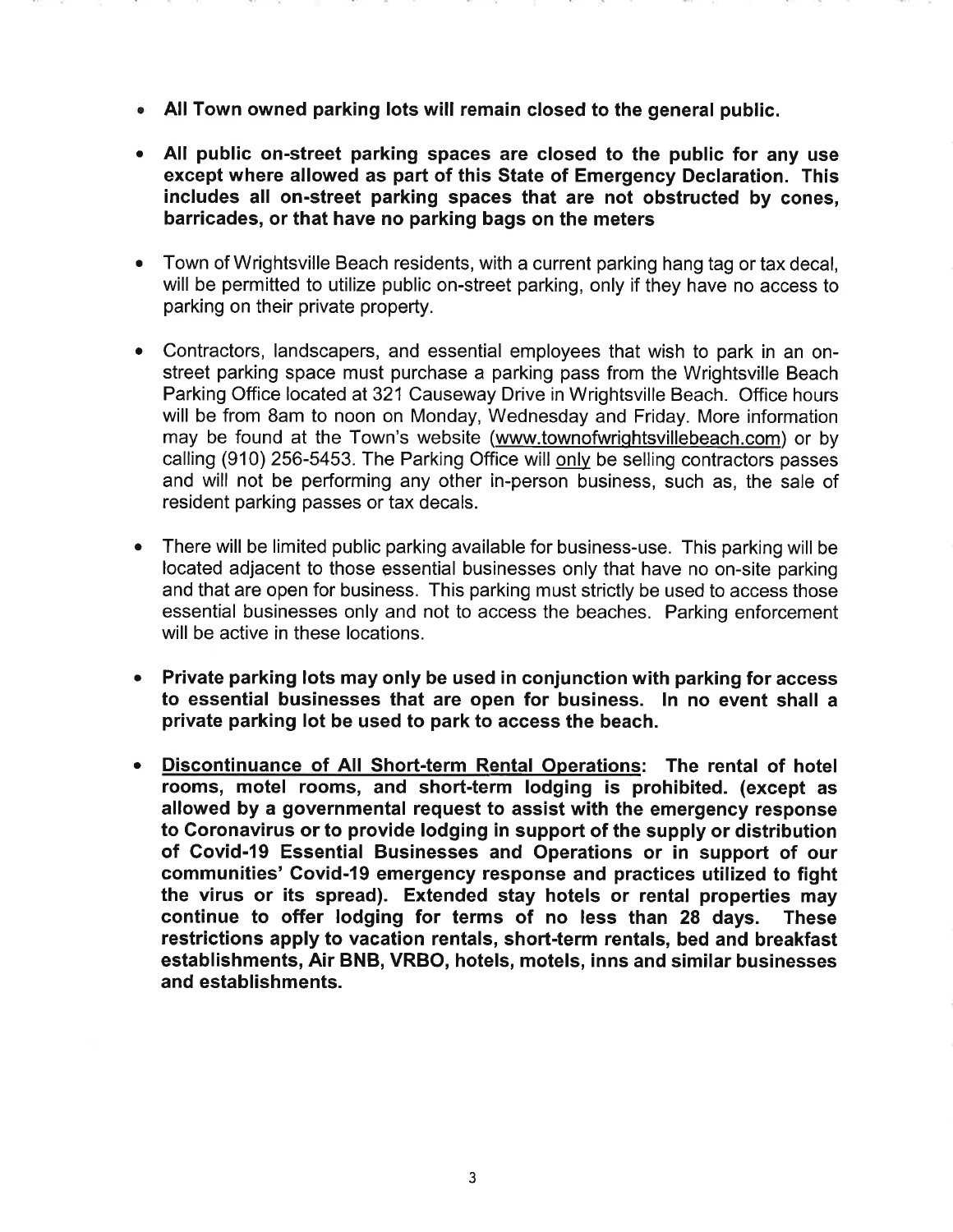- **All Town owned parking lots will remain closed to the general public.**

- **All public on-street parking spaces are closed to the public for any use except where allowed as part of this State of Emergency Declaration. This includes all on-street parking spaces that are not obstructed by cones, barricades, or that have no parking bags on the meters**

- Town of Wrightsville Beach residents, with a current parking hang tag or tax decal, will be permitted to utilize public on-street parking, only if they have no access to parking on their private property.

- Contractors, landscapers, and essential employees that wish to park in an on-street parking space must purchase a parking pass from the Wrightsville Beach Parking Office located at 321 Causeway Drive in Wrightsville Beach. Office hours will be from 8am to noon on Monday, Wednesday and Friday. More information may be found at the Town's website (www.townofwrightsvillebeach.com) or by calling (910) 256-5453. The Parking Office will only be selling contractors passes and will not be performing any other in-person business, such as, the sale of resident parking passes or tax decals.

- There will be limited public parking available for business-use. This parking will be located adjacent to those essential businesses only that have no on-site parking and that are open for business. This parking must strictly be used to access those essential businesses only and not to access the beaches. Parking enforcement will be active in these locations.

- **Private parking lots may only be used in conjunction with parking for access to essential businesses that are open for business. In no event shall a private parking lot be used to park to access the beach.**

- **Discontinuance of All Short-term Rental Operations: The rental of hotel rooms, motel rooms, and short-term lodging is prohibited. (except as allowed by a governmental request to assist with the emergency response to Coronavirus or to provide lodging in support of the supply or distribution of Covid-19 Essential Businesses and Operations or in support of our communities' Covid-19 emergency response and practices utilized to fight the virus or its spread). Extended stay hotels or rental properties may continue to offer lodging for terms of no less than 28 days. These restrictions apply to vacation rentals, short-term rentals, bed and breakfast establishments, Air BNB, VRBO, hotels, motels, inns and similar businesses and establishments.**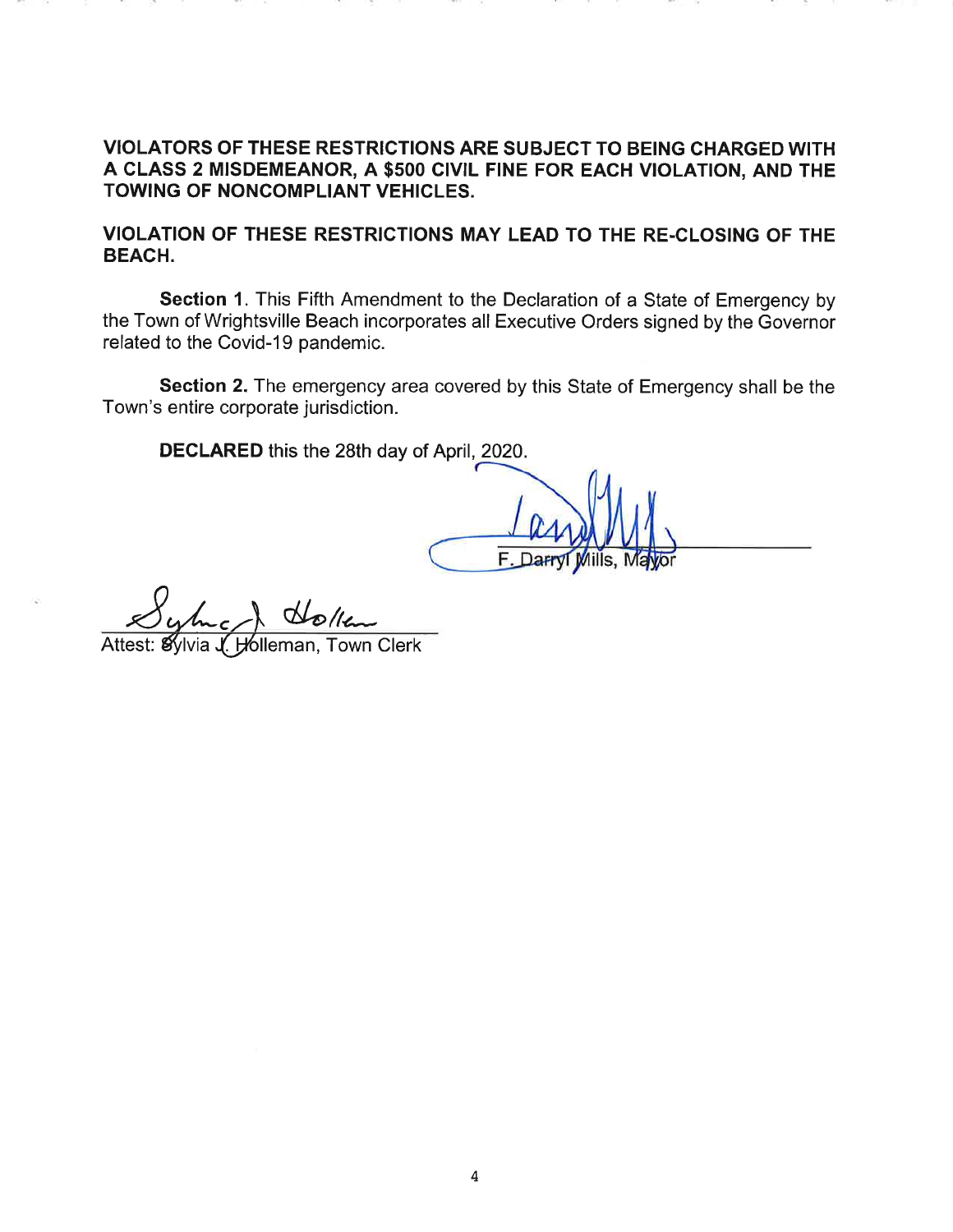**VIOLATORS OF THESE RESTRICTIONS ARE SUBJECT TO BEING CHARGED WITH A CLASS 2 MISDEMEANOR, A $500 CIVIL FINE FOR EACH VIOLATION, AND THE TOWING OF NONCOMPLIANT VEHICLES.**

**VIOLATION OF THESE RESTRICTIONS MAY LEAD TO THE RE-CLOSING OF THE BEACH.**

**Section 1**. This Fifth Amendment to the Declaration of a State of Emergency by the Town of Wrightsville Beach incorporates all Executive Orders signed by the Governor related to the Covid-19 pandemic.

**Section 2.** The emergency area covered by this State of Emergency shall be the Town's entire corporate jurisdiction.

**DECLARED** this the 28th day of April, 2020.

F. Darryl Mills, Mayor

Attest: Sylvia J. Holleman, Town Clerk